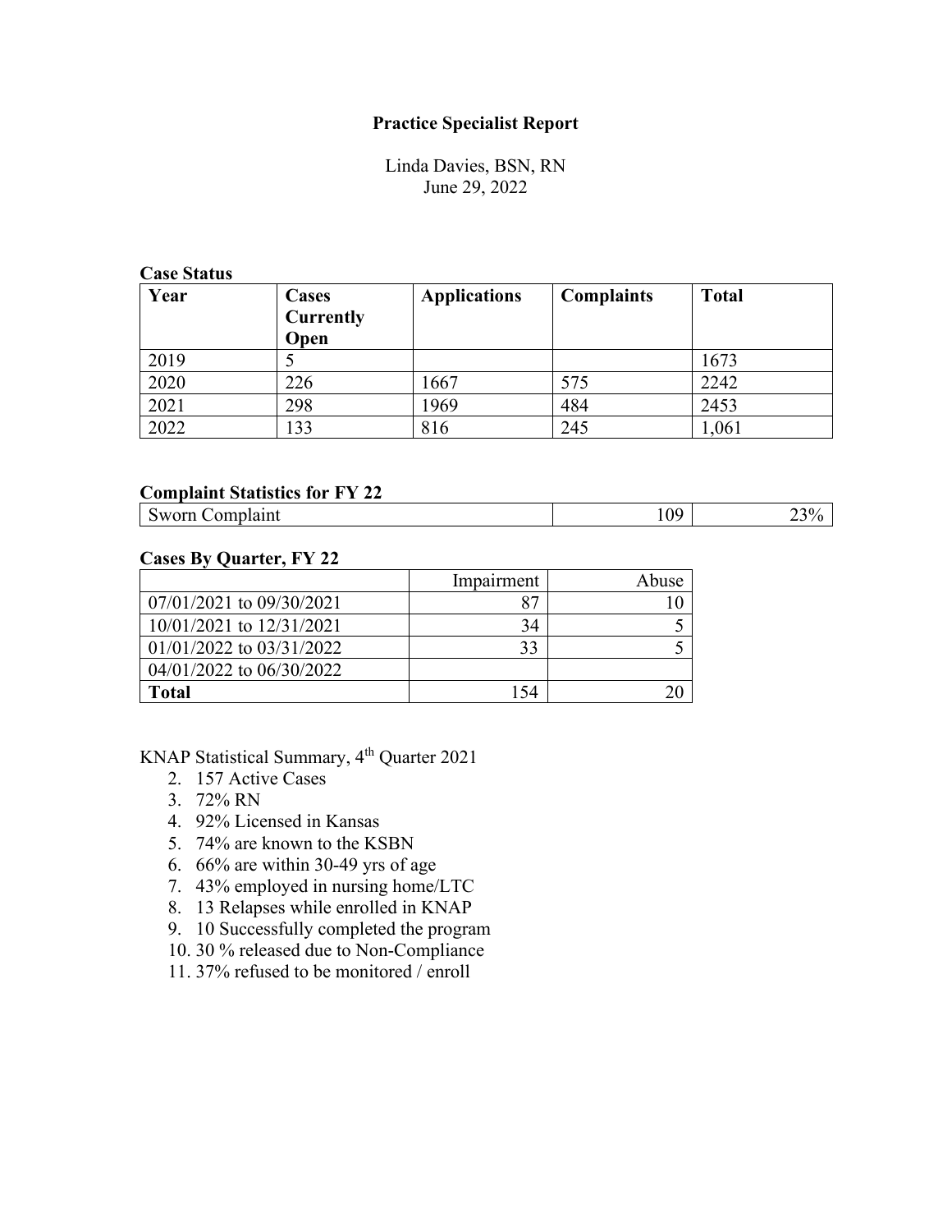# Practice Specialist Report

Linda Davies, BSN, RN
June 29, 2022

**Case Status**

| Year | Cases Currently Open | Applications | Complaints | Total |
|---|---|---|---|---|
| 2019 | 5 | | | 1673 |
| 2020 | 226 | 1667 | 575 | 2242 |
| 2021 | 298 | 1969 | 484 | 2453 |
| 2022 | 133 | 816 | 245 | 1,061 |

**Complaint Statistics for FY 22**

| | | |
|---|---|---|
| Sworn Complaint | 109 | 23% |

**Cases By Quarter, FY 22**

| | Impairment | Abuse |
|---|---|---|
| 07/01/2021 to 09/30/2021 | 87 | 10 |
| 10/01/2021 to 12/31/2021 | 34 | 5 |
| 01/01/2022 to 03/31/2022 | 33 | 5 |
| 04/01/2022 to 06/30/2022 | | |
| **Total** | 154 | 20 |

KNAP Statistical Summary, 4th Quarter 2021

2. 157 Active Cases
3. 72% RN
4. 92% Licensed in Kansas
5. 74% are known to the KSBN
6. 66% are within 30-49 yrs of age
7. 43% employed in nursing home/LTC
8. 13 Relapses while enrolled in KNAP
9. 10 Successfully completed the program
10. 30 % released due to Non-Compliance
11. 37% refused to be monitored / enroll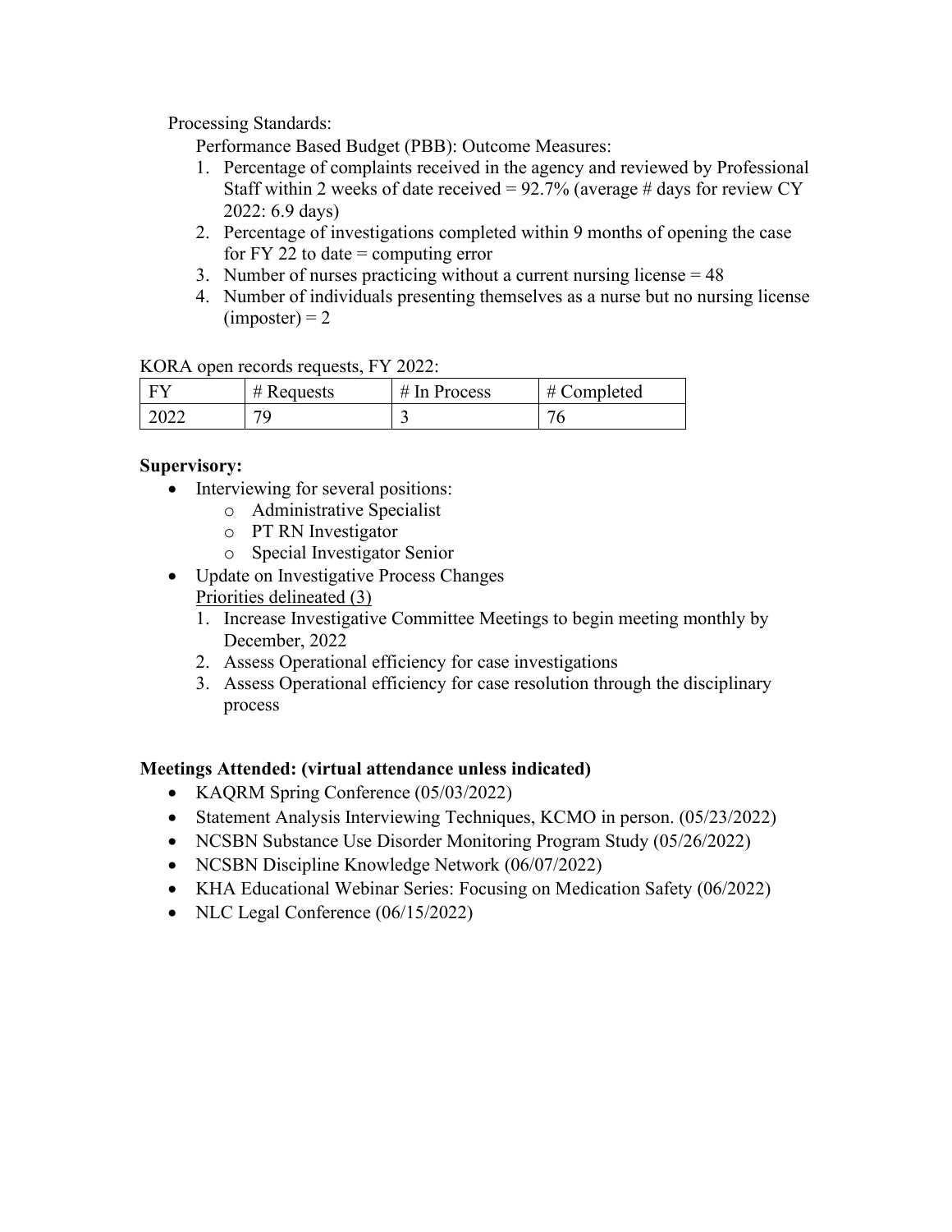Processing Standards:

Performance Based Budget (PBB): Outcome Measures:

1. Percentage of complaints received in the agency and reviewed by Professional Staff within 2 weeks of date received = 92.7% (average # days for review CY 2022: 6.9 days)
2. Percentage of investigations completed within 9 months of opening the case for FY 22 to date = computing error
3. Number of nurses practicing without a current nursing license = 48
4. Number of individuals presenting themselves as a nurse but no nursing license (imposter) = 2

KORA open records requests, FY 2022:

| FY | # Requests | # In Process | # Completed |
|---|---|---|---|
| 2022 | 79 | 3 | 76 |

**Supervisory:**

- Interviewing for several positions:
  - Administrative Specialist
  - PT RN Investigator
  - Special Investigator Senior
- Update on Investigative Process Changes

  Priorities delineated (3)

  1. Increase Investigative Committee Meetings to begin meeting monthly by December, 2022
  2. Assess Operational efficiency for case investigations
  3. Assess Operational efficiency for case resolution through the disciplinary process

**Meetings Attended: (virtual attendance unless indicated)**

- KAQRM Spring Conference (05/03/2022)
- Statement Analysis Interviewing Techniques, KCMO in person. (05/23/2022)
- NCSBN Substance Use Disorder Monitoring Program Study (05/26/2022)
- NCSBN Discipline Knowledge Network (06/07/2022)
- KHA Educational Webinar Series: Focusing on Medication Safety (06/2022)
- NLC Legal Conference (06/15/2022)